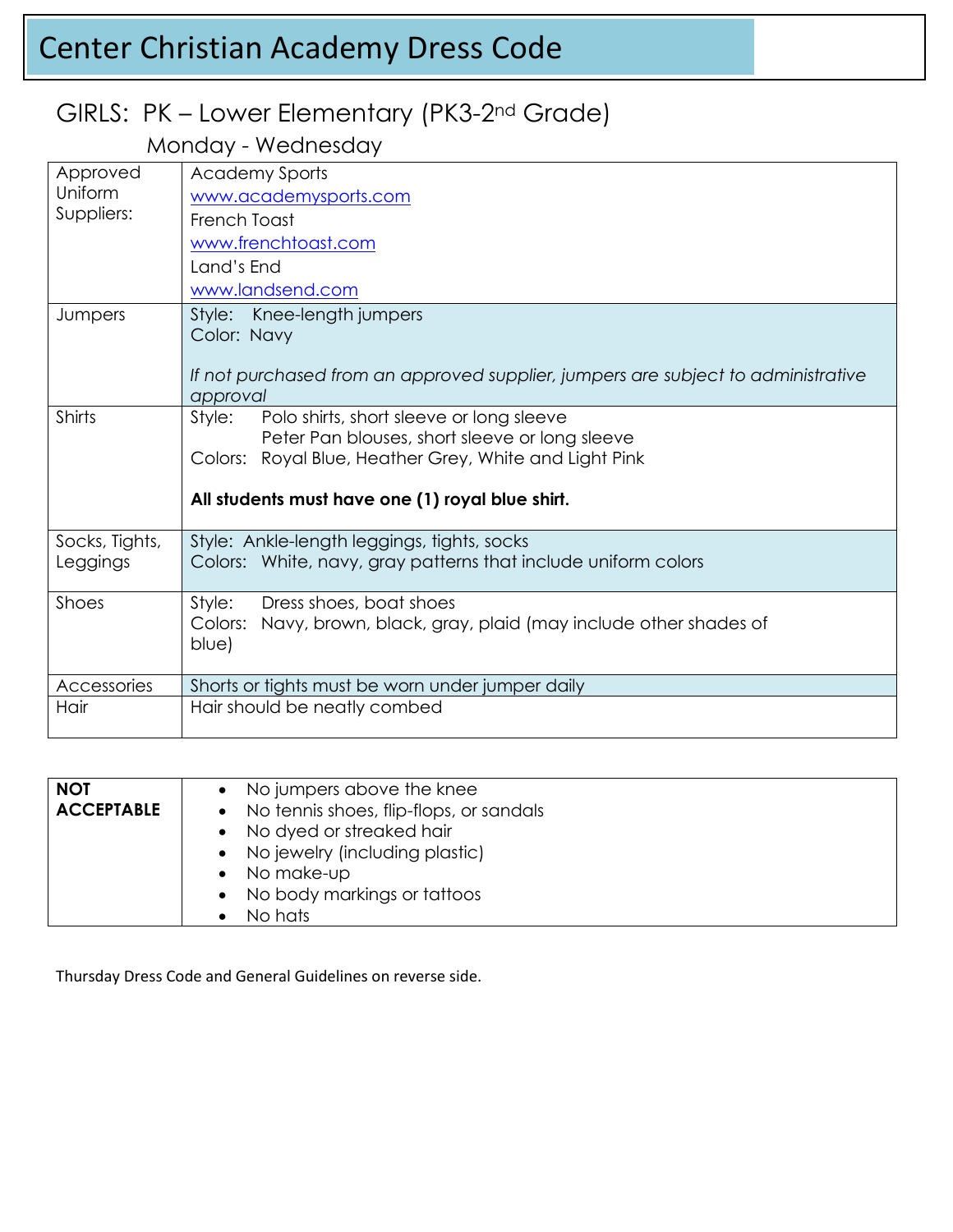# Center Christian Academy Dress Code

## GIRLS: PK – Lower Elementary (PK3-2nd Grade)

### Monday - Wednesday

| | |
|---|---|
| Approved Uniform Suppliers: | Academy Sports<br>www.academysports.com<br>French Toast<br>www.frenchtoast.com<br>Land's End<br>www.landsend.com |
| Jumpers | Style: Knee-length jumpers<br>Color: Navy<br><br>*If not purchased from an approved supplier, jumpers are subject to administrative approval* |
| Shirts | Style: Polo shirts, short sleeve or long sleeve<br>Peter Pan blouses, short sleeve or long sleeve<br>Colors: Royal Blue, Heather Grey, White and Light Pink<br><br>**All students must have one (1) royal blue shirt.** |
| Socks, Tights, Leggings | Style: Ankle-length leggings, tights, socks<br>Colors: White, navy, gray patterns that include uniform colors |
| Shoes | Style: Dress shoes, boat shoes<br>Colors: Navy, brown, black, gray, plaid (may include other shades of blue) |
| Accessories | Shorts or tights must be worn under jumper daily |
| Hair | Hair should be neatly combed |

| | |
|---|---|
| **NOT ACCEPTABLE** | • No jumpers above the knee<br>• No tennis shoes, flip-flops, or sandals<br>• No dyed or streaked hair<br>• No jewelry (including plastic)<br>• No make-up<br>• No body markings or tattoos<br>• No hats |

Thursday Dress Code and General Guidelines on reverse side.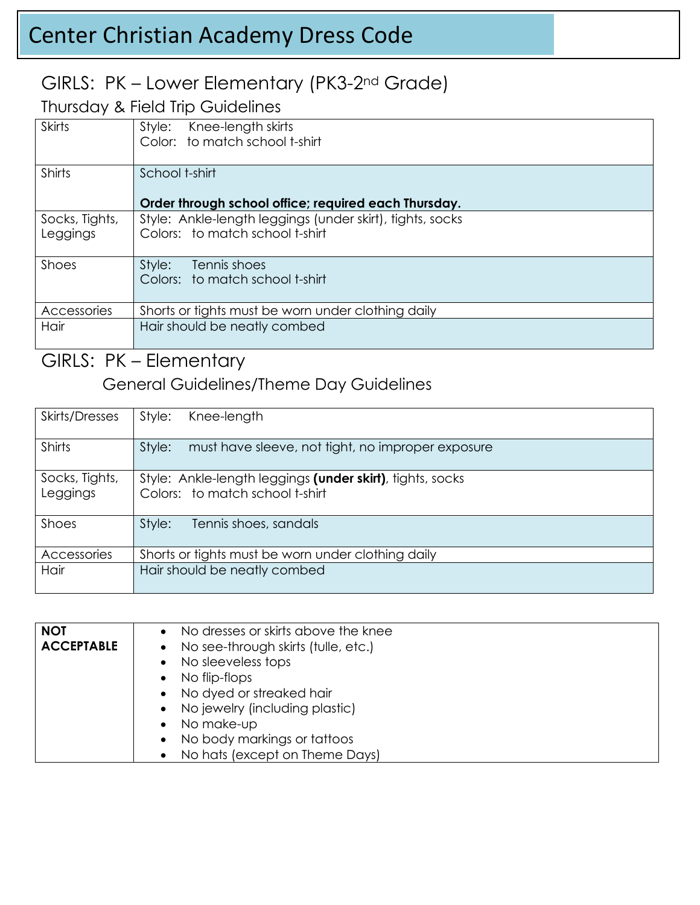# Center Christian Academy Dress Code

## GIRLS: PK – Lower Elementary (PK3-2nd Grade)

### Thursday & Field Trip Guidelines

| | |
|---|---|
| Skirts | Style: Knee-length skirts<br>Color: to match school t-shirt |
| Shirts | School t-shirt<br><br>**Order through school office; required each Thursday.** |
| Socks, Tights, Leggings | Style: Ankle-length leggings (under skirt), tights, socks<br>Colors: to match school t-shirt |
| Shoes | Style: Tennis shoes<br>Colors: to match school t-shirt |
| Accessories | Shorts or tights must be worn under clothing daily |
| Hair | Hair should be neatly combed |

## GIRLS: PK – Elementary

### General Guidelines/Theme Day Guidelines

| | |
|---|---|
| Skirts/Dresses | Style: Knee-length |
| Shirts | Style: must have sleeve, not tight, no improper exposure |
| Socks, Tights, Leggings | Style: Ankle-length leggings **(under skirt)**, tights, socks<br>Colors: to match school t-shirt |
| Shoes | Style: Tennis shoes, sandals |
| Accessories | Shorts or tights must be worn under clothing daily |
| Hair | Hair should be neatly combed |

| | |
|---|---|
| **NOT ACCEPTABLE** | • No dresses or skirts above the knee<br>• No see-through skirts (tulle, etc.)<br>• No sleeveless tops<br>• No flip-flops<br>• No dyed or streaked hair<br>• No jewelry (including plastic)<br>• No make-up<br>• No body markings or tattoos<br>• No hats (except on Theme Days) |